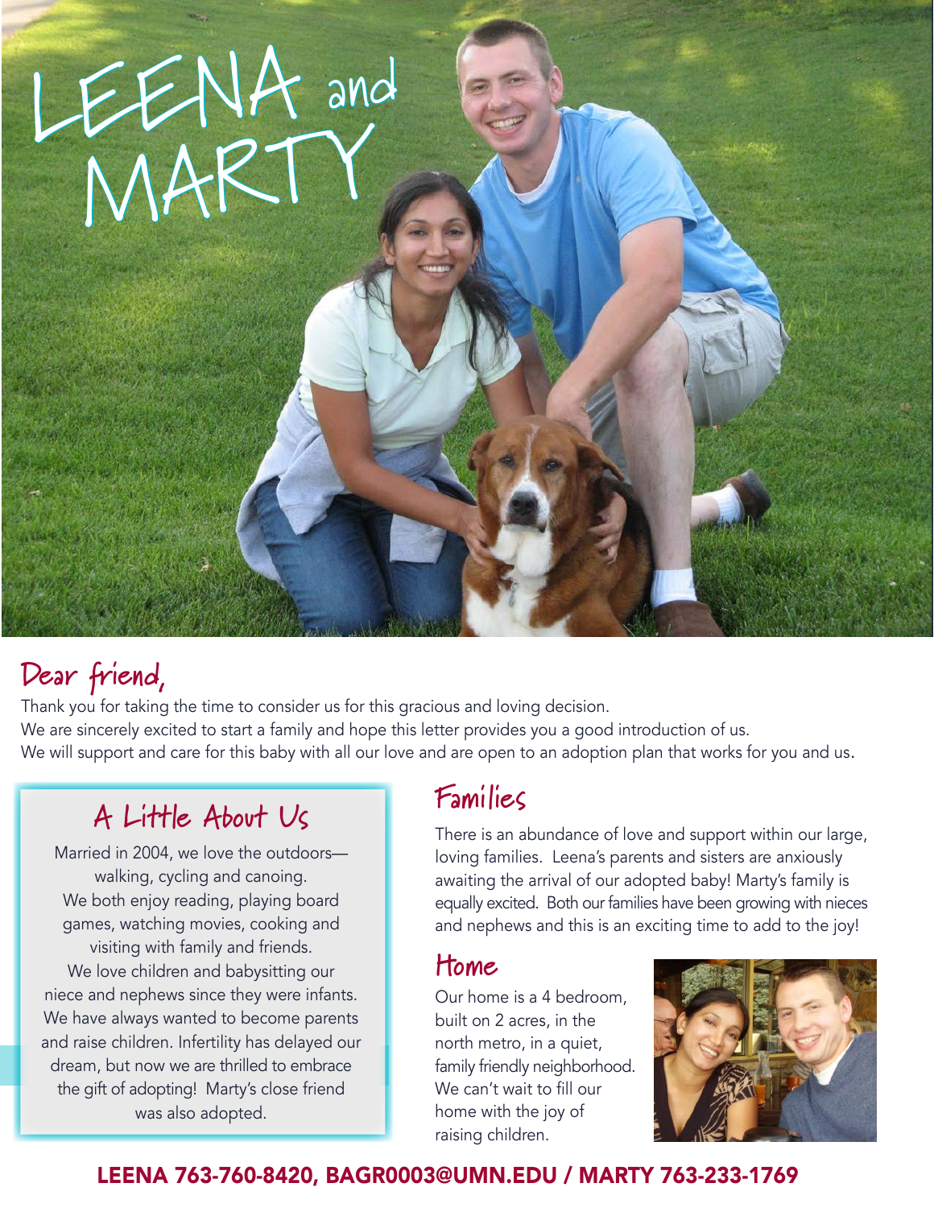# LEENA and MARTY

## Dear friend,

Thank you for taking the time to consider us for this gracious and loving decision.
We are sincerely excited to start a family and hope this letter provides you a good introduction of us.
We will support and care for this baby with all our love and are open to an adoption plan that works for you and us.

## A Little About Us

Married in 2004, we love the outdoors—walking, cycling and canoeing. We both enjoy reading, playing board games, watching movies, cooking and visiting with family and friends. We love children and babysitting our niece and nephews since they were infants. We have always wanted to become parents and raise children. Infertility has delayed our dream, but now we are thrilled to embrace the gift of adopting! Marty's close friend was also adopted.

## Families

There is an abundance of love and support within our large, loving families. Leena's parents and sisters are anxiously awaiting the arrival of our adopted baby! Marty's family is equally excited. Both our families have been growing with nieces and nephews and this is an exciting time to add to the joy!

## Home

Our home is a 4 bedroom, built on 2 acres, in the north metro, in a quiet, family friendly neighborhood. We can't wait to fill our home with the joy of raising children.

**LEENA 763-760-8420, BAGR0003@UMN.EDU / MARTY 763-233-1769**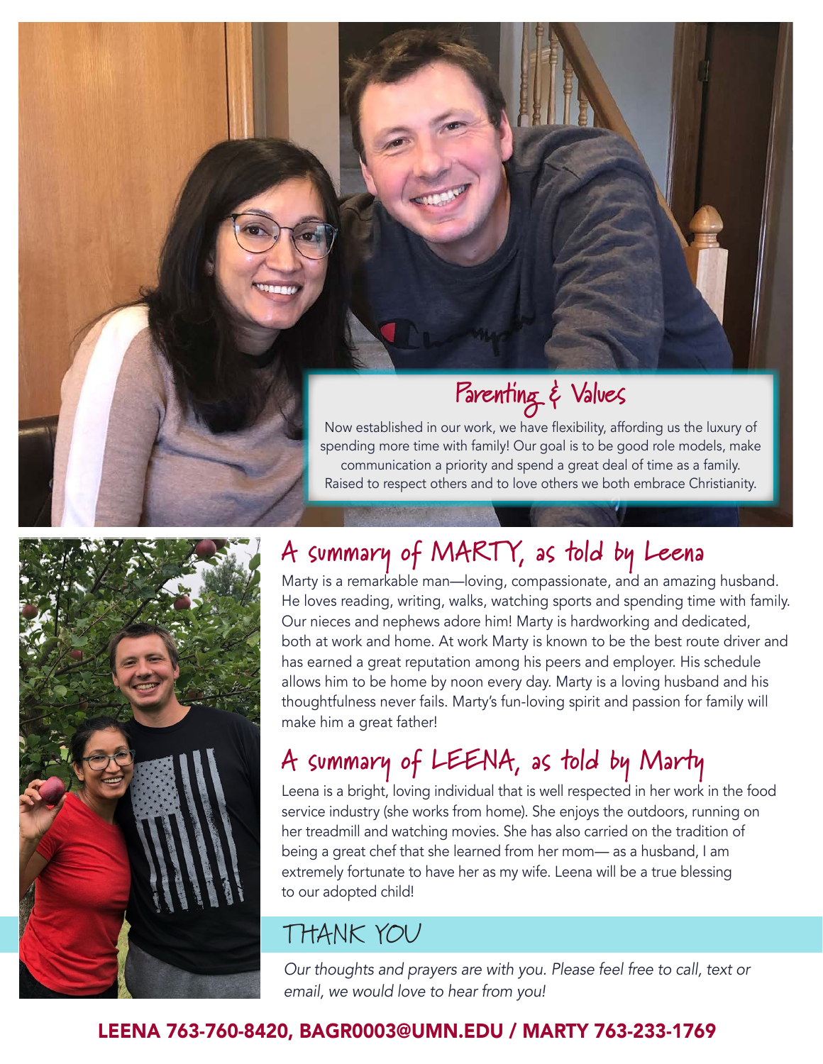## Parenting & Values

Now established in our work, we have flexibility, affording us the luxury of spending more time with family! Our goal is to be good role models, make communication a priority and spend a great deal of time as a family. Raised to respect others and to love others we both embrace Christianity.

## A summary of MARTY, as told by Leena

Marty is a remarkable man—loving, compassionate, and an amazing husband. He loves reading, writing, walks, watching sports and spending time with family. Our nieces and nephews adore him! Marty is hardworking and dedicated, both at work and home. At work Marty is known to be the best route driver and has earned a great reputation among his peers and employer. His schedule allows him to be home by noon every day. Marty is a loving husband and his thoughtfulness never fails. Marty's fun-loving spirit and passion for family will make him a great father!

## A summary of LEENA, as told by Marty

Leena is a bright, loving individual that is well respected in her work in the food service industry (she works from home). She enjoys the outdoors, running on her treadmill and watching movies. She has also carried on the tradition of being a great chef that she learned from her mom— as a husband, I am extremely fortunate to have her as my wife. Leena will be a true blessing to our adopted child!

## THANK YOU

*Our thoughts and prayers are with you. Please feel free to call, text or email, we would love to hear from you!*

**LEENA 763-760-8420, BAGR0003@UMN.EDU / MARTY 763-233-1769**